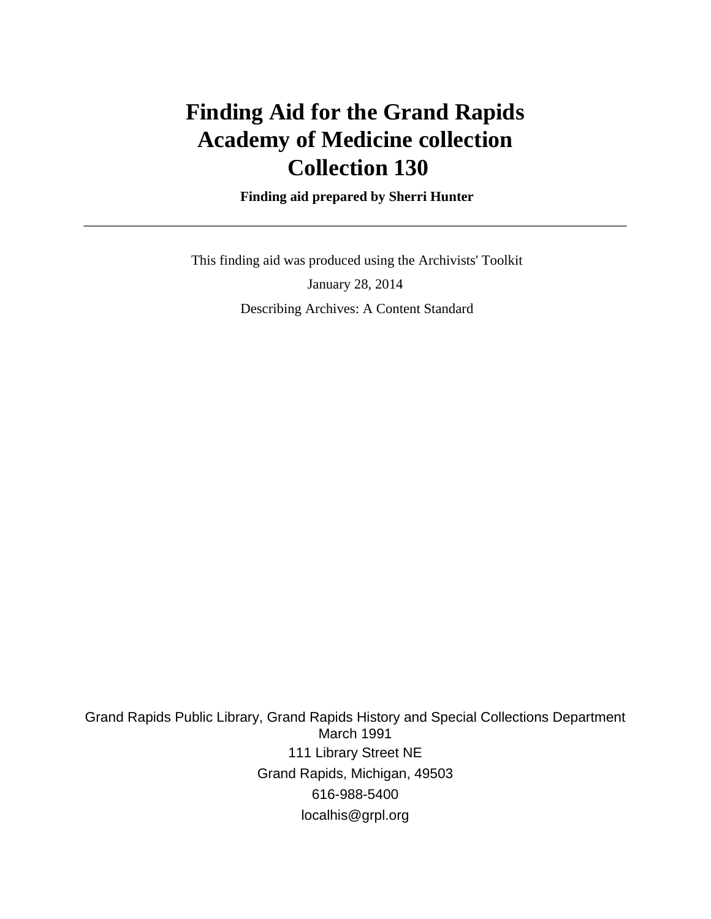# Finding Aid for the Grand Rapids Academy of Medicine collection
# Collection 130

**Finding aid prepared by Sherri Hunter**

---

This finding aid was produced using the Archivists' Toolkit

January 28, 2014

Describing Archives: A Content Standard

Grand Rapids Public Library, Grand Rapids History and Special Collections Department
March 1991

111 Library Street NE

Grand Rapids, Michigan, 49503

616-988-5400

localhis@grpl.org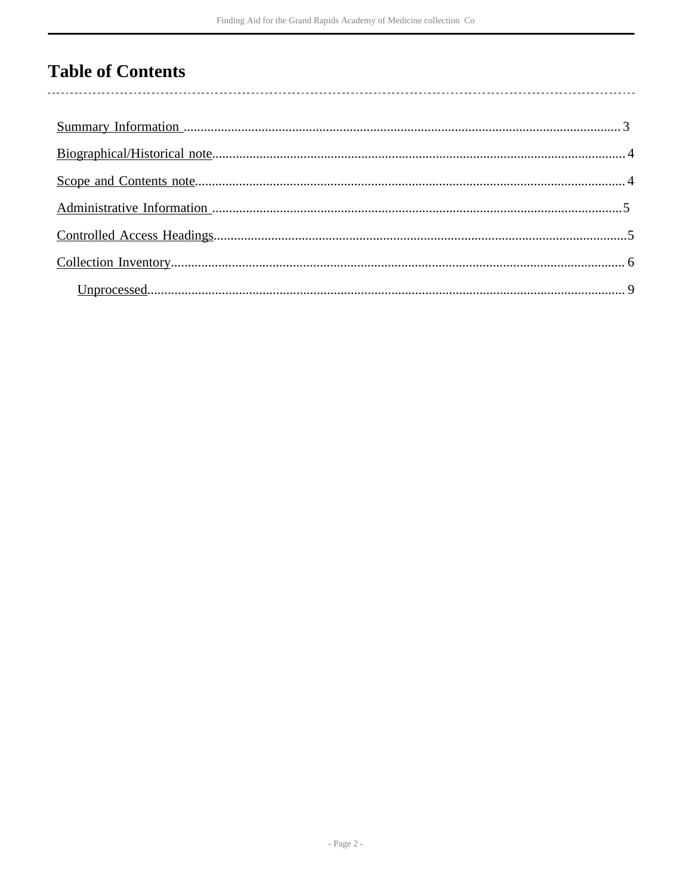# Table of Contents

- Summary Information .......... 3
- Biographical/Historical note .......... 4
- Scope and Contents note .......... 4
- Administrative Information .......... 5
- Controlled Access Headings .......... 5
- Collection Inventory .......... 6
    - Unprocessed .......... 9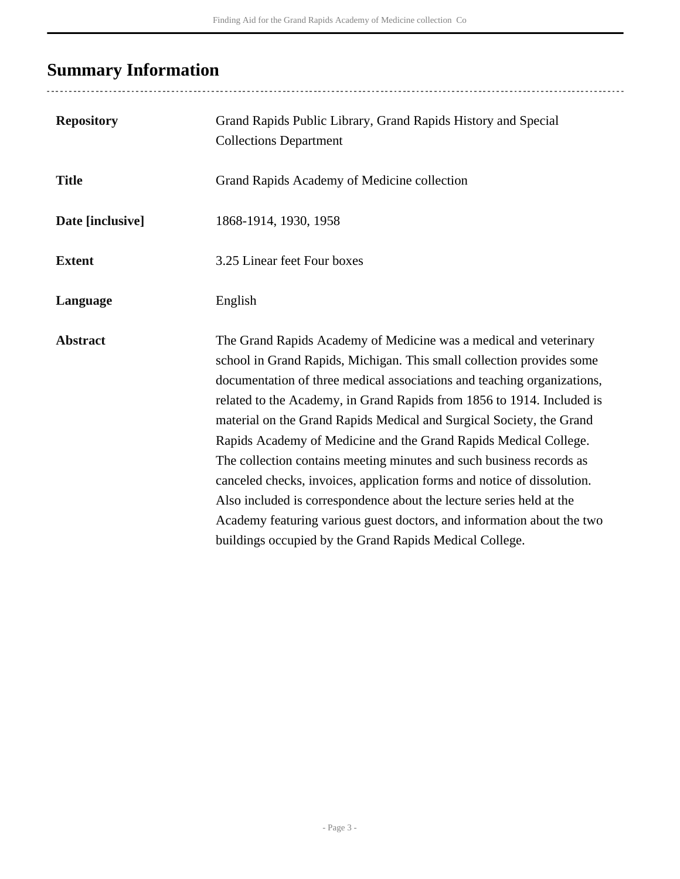## Summary Information

| | |
|---|---|
| **Repository** | Grand Rapids Public Library, Grand Rapids History and Special Collections Department |
| **Title** | Grand Rapids Academy of Medicine collection |
| **Date [inclusive]** | 1868-1914, 1930, 1958 |
| **Extent** | 3.25 Linear feet Four boxes |
| **Language** | English |
| **Abstract** | The Grand Rapids Academy of Medicine was a medical and veterinary school in Grand Rapids, Michigan. This small collection provides some documentation of three medical associations and teaching organizations, related to the Academy, in Grand Rapids from 1856 to 1914. Included is material on the Grand Rapids Medical and Surgical Society, the Grand Rapids Academy of Medicine and the Grand Rapids Medical College. The collection contains meeting minutes and such business records as canceled checks, invoices, application forms and notice of dissolution. Also included is correspondence about the lecture series held at the Academy featuring various guest doctors, and information about the two buildings occupied by the Grand Rapids Medical College. |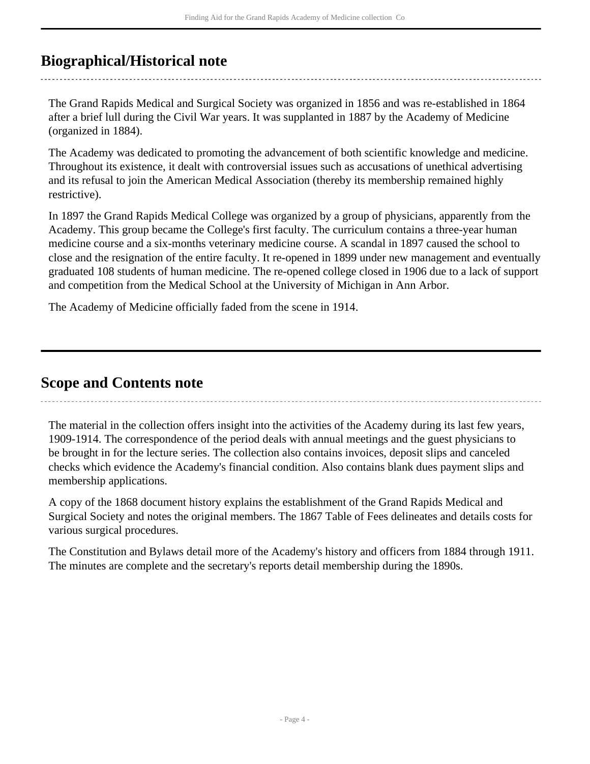## Biographical/Historical note

The Grand Rapids Medical and Surgical Society was organized in 1856 and was re-established in 1864 after a brief lull during the Civil War years. It was supplanted in 1887 by the Academy of Medicine (organized in 1884).

The Academy was dedicated to promoting the advancement of both scientific knowledge and medicine. Throughout its existence, it dealt with controversial issues such as accusations of unethical advertising and its refusal to join the American Medical Association (thereby its membership remained highly restrictive).

In 1897 the Grand Rapids Medical College was organized by a group of physicians, apparently from the Academy. This group became the College's first faculty. The curriculum contains a three-year human medicine course and a six-months veterinary medicine course. A scandal in 1897 caused the school to close and the resignation of the entire faculty. It re-opened in 1899 under new management and eventually graduated 108 students of human medicine. The re-opened college closed in 1906 due to a lack of support and competition from the Medical School at the University of Michigan in Ann Arbor.

The Academy of Medicine officially faded from the scene in 1914.

## Scope and Contents note

The material in the collection offers insight into the activities of the Academy during its last few years, 1909-1914. The correspondence of the period deals with annual meetings and the guest physicians to be brought in for the lecture series. The collection also contains invoices, deposit slips and canceled checks which evidence the Academy's financial condition. Also contains blank dues payment slips and membership applications.

A copy of the 1868 document history explains the establishment of the Grand Rapids Medical and Surgical Society and notes the original members. The 1867 Table of Fees delineates and details costs for various surgical procedures.

The Constitution and Bylaws detail more of the Academy's history and officers from 1884 through 1911. The minutes are complete and the secretary's reports detail membership during the 1890s.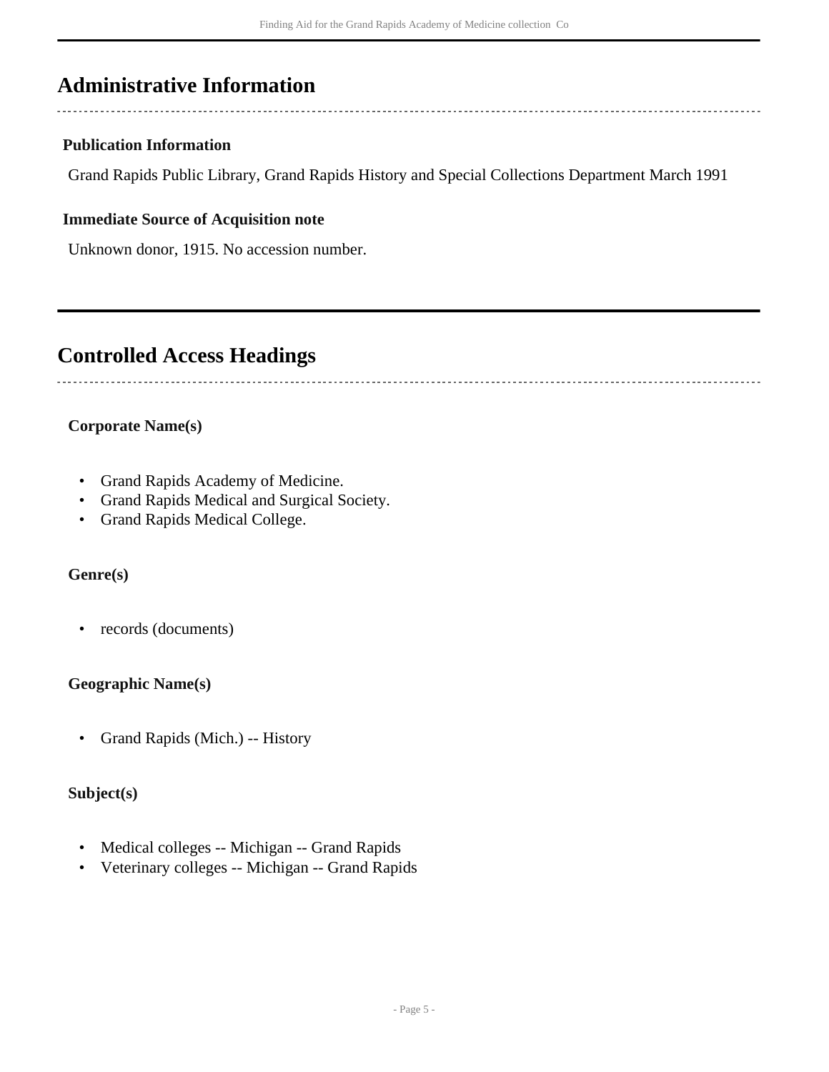## Administrative Information

### Publication Information

Grand Rapids Public Library, Grand Rapids History and Special Collections Department March 1991

### Immediate Source of Acquisition note

Unknown donor, 1915. No accession number.

## Controlled Access Headings

### Corporate Name(s)

- Grand Rapids Academy of Medicine.
- Grand Rapids Medical and Surgical Society.
- Grand Rapids Medical College.

### Genre(s)

- records (documents)

### Geographic Name(s)

- Grand Rapids (Mich.) -- History

### Subject(s)

- Medical colleges -- Michigan -- Grand Rapids
- Veterinary colleges -- Michigan -- Grand Rapids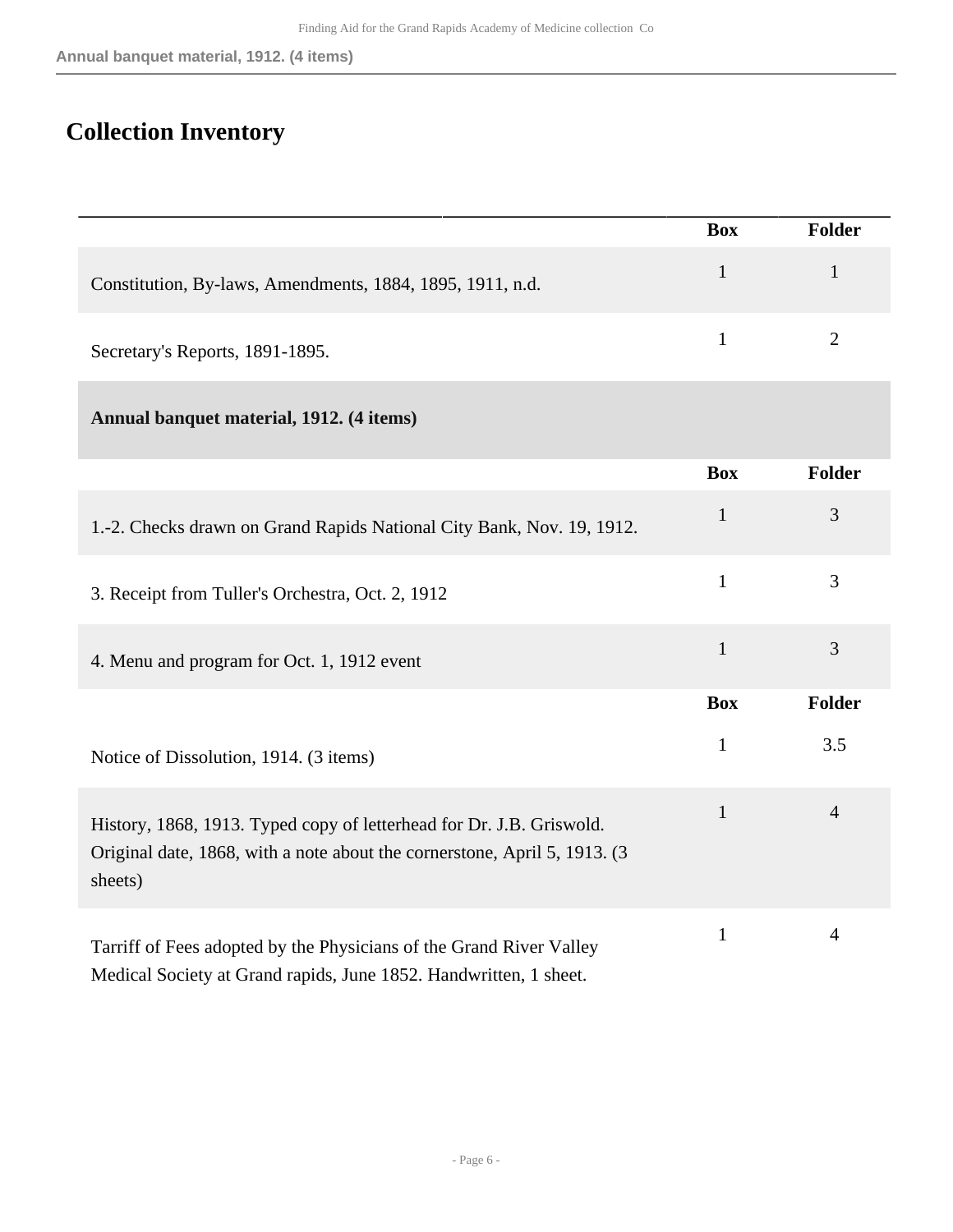## Collection Inventory

| | Box | Folder |
|---|---|---|
| Constitution, By-laws, Amendments, 1884, 1895, 1911, n.d. | 1 | 1 |
| Secretary's Reports, 1891-1895. | 1 | 2 |

**Annual banquet material, 1912. (4 items)**

| | Box | Folder |
|---|---|---|
| 1.-2. Checks drawn on Grand Rapids National City Bank, Nov. 19, 1912. | 1 | 3 |
| 3. Receipt from Tuller's Orchestra, Oct. 2, 1912 | 1 | 3 |
| 4. Menu and program for Oct. 1, 1912 event | 1 | 3 |

| | Box | Folder |
|---|---|---|
| Notice of Dissolution, 1914. (3 items) | 1 | 3.5 |
| History, 1868, 1913. Typed copy of letterhead for Dr. J.B. Griswold. Original date, 1868, with a note about the cornerstone, April 5, 1913. (3 sheets) | 1 | 4 |
| Tarriff of Fees adopted by the Physicians of the Grand River Valley Medical Society at Grand rapids, June 1852. Handwritten, 1 sheet. | 1 | 4 |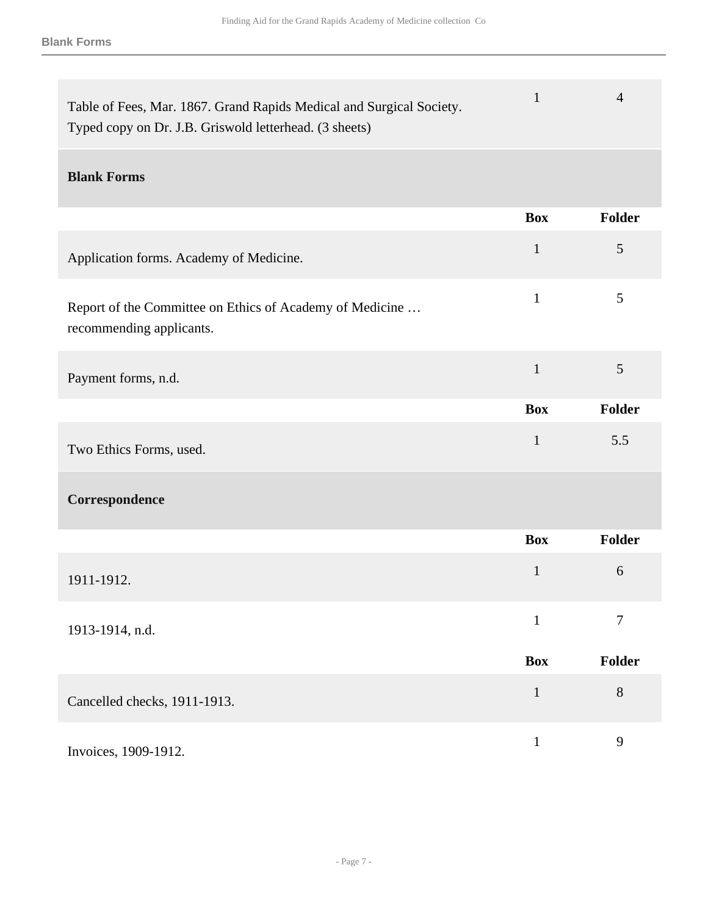| | Box | Folder |
|---|---|---|
| Table of Fees, Mar. 1867. Grand Rapids Medical and Surgical Society. Typed copy on Dr. J.B. Griswold letterhead. (3 sheets) | 1 | 4 |

### Blank Forms

| | Box | Folder |
|---|---|---|
| Application forms. Academy of Medicine. | 1 | 5 |
| Report of the Committee on Ethics of Academy of Medicine … recommending applicants. | 1 | 5 |
| Payment forms, n.d. | 1 | 5 |

| | Box | Folder |
|---|---|---|
| Two Ethics Forms, used. | 1 | 5.5 |

### Correspondence

| | Box | Folder |
|---|---|---|
| 1911-1912. | 1 | 6 |
| 1913-1914, n.d. | 1 | 7 |

| | Box | Folder |
|---|---|---|
| Cancelled checks, 1911-1913. | 1 | 8 |
| Invoices, 1909-1912. | 1 | 9 |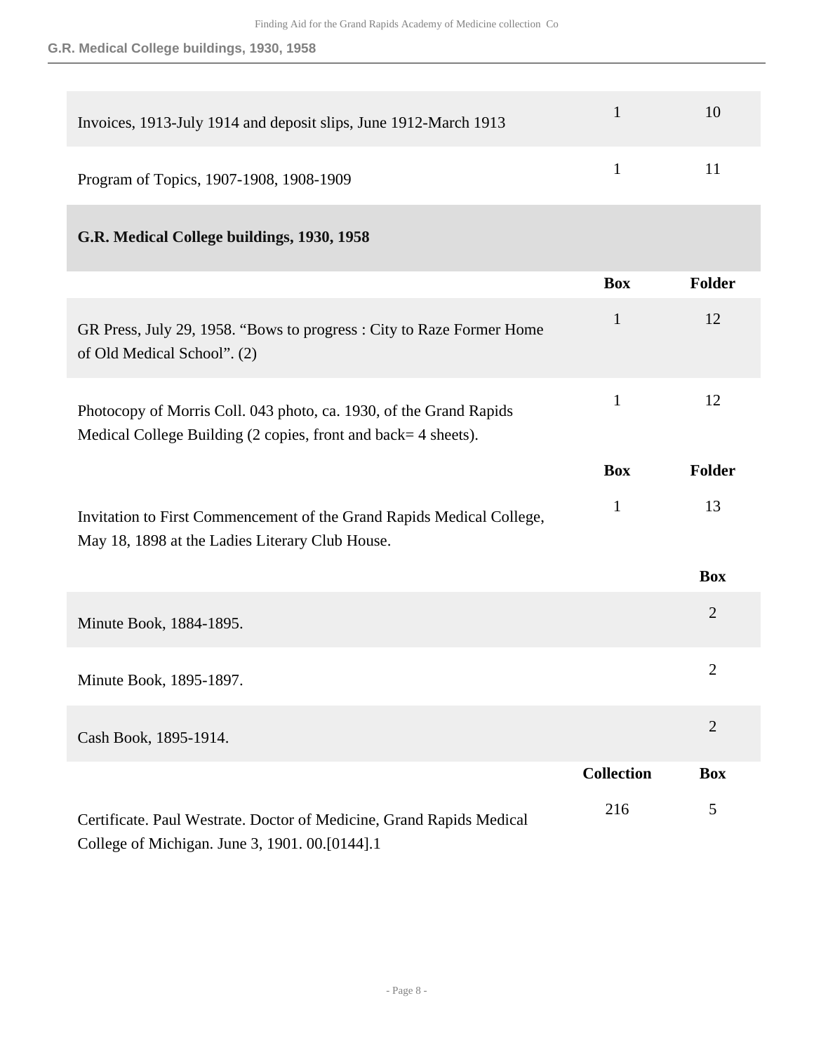| | Box | Folder |
|---|---|---|
| Invoices, 1913-July 1914 and deposit slips, June 1912-March 1913 | 1 | 10 |
| Program of Topics, 1907-1908, 1908-1909 | 1 | 11 |

### G.R. Medical College buildings, 1930, 1958

| | Box | Folder |
|---|---|---|
| GR Press, July 29, 1958. “Bows to progress : City to Raze Former Home of Old Medical School”. (2) | 1 | 12 |
| Photocopy of Morris Coll. 043 photo, ca. 1930, of the Grand Rapids Medical College Building (2 copies, front and back= 4 sheets). | 1 | 12 |

| | Box | Folder |
|---|---|---|
| Invitation to First Commencement of the Grand Rapids Medical College, May 18, 1898 at the Ladies Literary Club House. | 1 | 13 |

| | Box |
|---|---|
| Minute Book, 1884-1895. | 2 |
| Minute Book, 1895-1897. | 2 |
| Cash Book, 1895-1914. | 2 |

| | Collection | Box |
|---|---|---|
| Certificate. Paul Westrate. Doctor of Medicine, Grand Rapids Medical College of Michigan. June 3, 1901. 00.[0144].1 | 216 | 5 |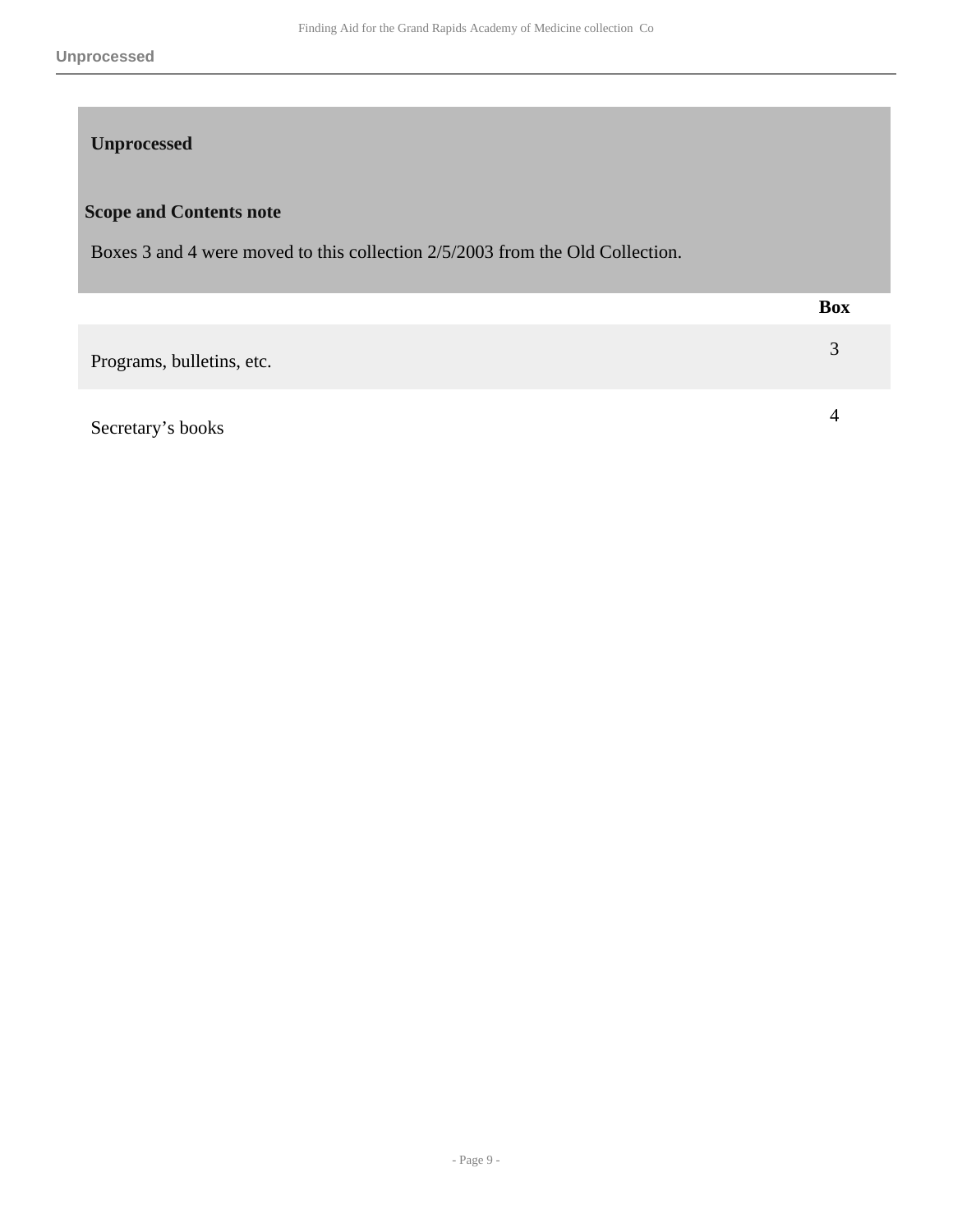## Unprocessed

### Scope and Contents note

Boxes 3 and 4 were moved to this collection 2/5/2003 from the Old Collection.

| | Box |
| --- | --- |
| Programs, bulletins, etc. | 3 |
| Secretary’s books | 4 |